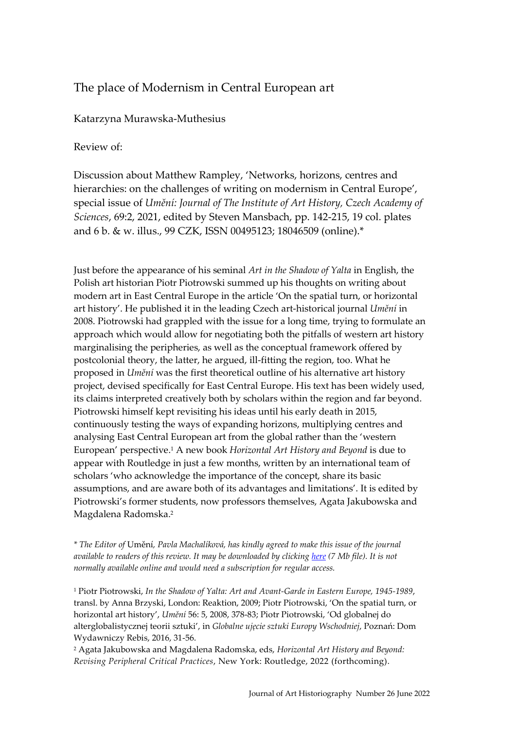# The place of Modernism in Central European art

Katarzyna Murawska-Muthesius

Review of:

Discussion about Matthew Rampley, 'Networks, horizons, centres and hierarchies: on the challenges of writing on modernism in Central Europe', special issue of *Umění: Journal of The Institute of Art History, Czech Academy of Sciences*, 69:2, 2021, edited by Steven Mansbach, pp. 142-215, 19 col. plates and 6 b. & w. illus., 99 CZK, ISSN 00495123; 18046509 (online).*

Just before the appearance of his seminal *Art in the Shadow of Yalta* in English, the Polish art historian Piotr Piotrowski summed up his thoughts on writing about modern art in East Central Europe in the article 'On the spatial turn, or horizontal art history'. He published it in the leading Czech art-historical journal *Umění* in 2008. Piotrowski had grappled with the issue for a long time, trying to formulate an approach which would allow for negotiating both the pitfalls of western art history marginalising the peripheries, as well as the conceptual framework offered by postcolonial theory, the latter, he argued, ill-fitting the region, too. What he proposed in *Umění* was the first theoretical outline of his alternative art history project, devised specifically for East Central Europe. His text has been widely used, its claims interpreted creatively both by scholars within the region and far beyond. Piotrowski himself kept revisiting his ideas until his early death in 2015, continuously testing the ways of expanding horizons, multiplying centres and analysing East Central European art from the global rather than the 'western European' perspective.[1] A new book *Horizontal Art History and Beyond* is due to appear with Routledge in just a few months, written by an international team of scholars 'who acknowledge the importance of the concept, share its basic assumptions, and are aware both of its advantages and limitations'. It is edited by Piotrowski's former students, now professors themselves, Agata Jakubowska and Magdalena Radomska.[2]

\* *The Editor of* Umění*, Pavla Machalíková, has kindly agreed to make this issue of the journal available to readers of this review. It may be downloaded by clicking here (7 Mb file). It is not normally available online and would need a subscription for regular access.*

[1] Piotr Piotrowski, *In the Shadow of Yalta: Art and Avant-Garde in Eastern Europe, 1945-1989*, transl. by Anna Brzyski, London: Reaktion, 2009; Piotr Piotrowski, 'On the spatial turn, or horizontal art history', *Umění* 56: 5, 2008, 378-83; Piotr Piotrowski, 'Od globalnej do alterglobalistycznej teorii sztuki', in *Globalne ujęcie sztuki Europy Wschodniej*, Poznań: Dom Wydawniczy Rebis, 2016, 31-56.

[2] Agata Jakubowska and Magdalena Radomska, eds, *Horizontal Art History and Beyond: Revising Peripheral Critical Practices*, New York: Routledge, 2022 (forthcoming).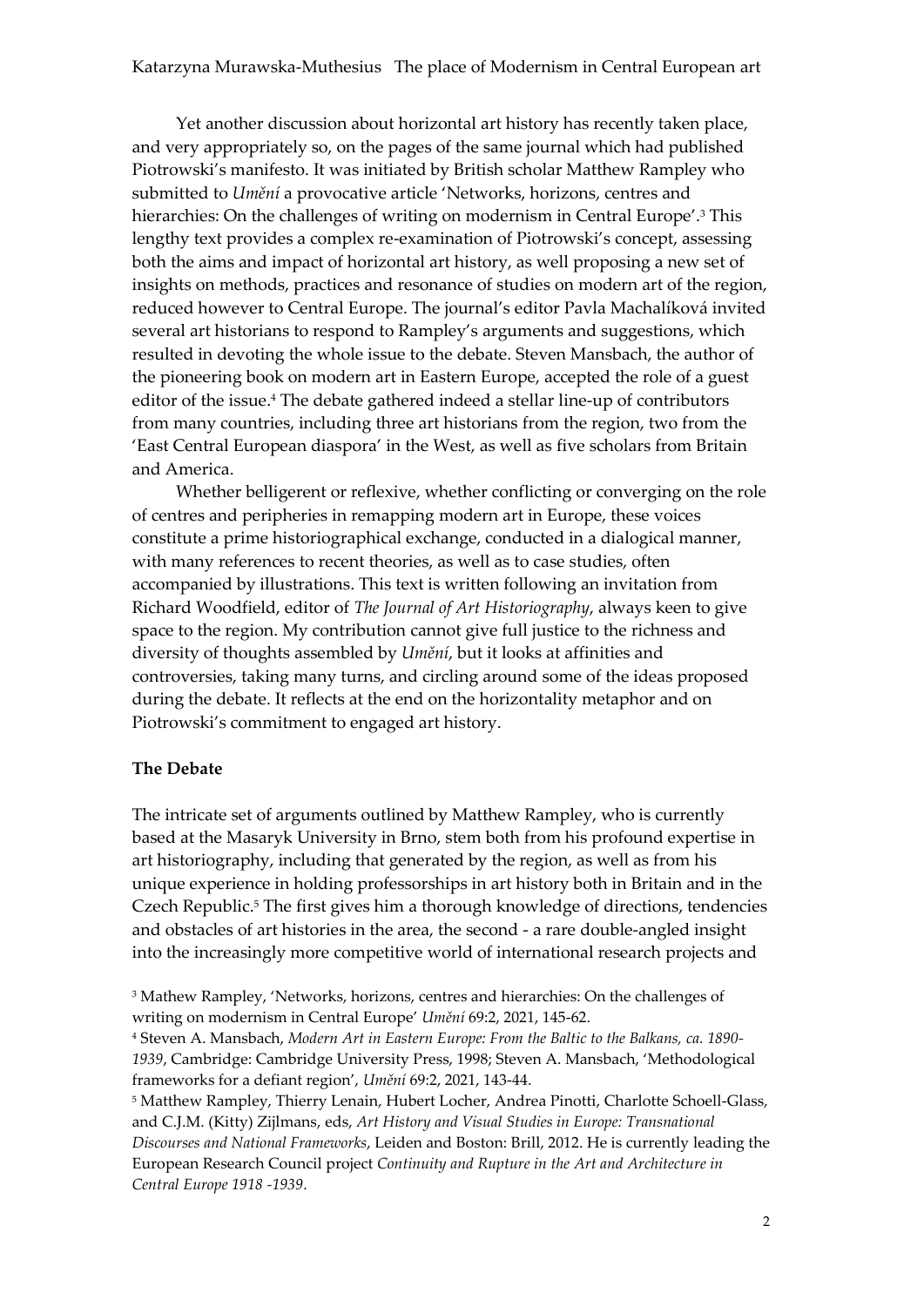Yet another discussion about horizontal art history has recently taken place, and very appropriately so, on the pages of the same journal which had published Piotrowski's manifesto. It was initiated by British scholar Matthew Rampley who submitted to *Umění* a provocative article 'Networks, horizons, centres and hierarchies: On the challenges of writing on modernism in Central Europe'.[3] This lengthy text provides a complex re-examination of Piotrowski's concept, assessing both the aims and impact of horizontal art history, as well proposing a new set of insights on methods, practices and resonance of studies on modern art of the region, reduced however to Central Europe. The journal's editor Pavla Machalíková invited several art historians to respond to Rampley's arguments and suggestions, which resulted in devoting the whole issue to the debate. Steven Mansbach, the author of the pioneering book on modern art in Eastern Europe, accepted the role of a guest editor of the issue.[4] The debate gathered indeed a stellar line-up of contributors from many countries, including three art historians from the region, two from the 'East Central European diaspora' in the West, as well as five scholars from Britain and America.

Whether belligerent or reflexive, whether conflicting or converging on the role of centres and peripheries in remapping modern art in Europe, these voices constitute a prime historiographical exchange, conducted in a dialogical manner, with many references to recent theories, as well as to case studies, often accompanied by illustrations. This text is written following an invitation from Richard Woodfield, editor of *The Journal of Art Historiography*, always keen to give space to the region. My contribution cannot give full justice to the richness and diversity of thoughts assembled by *Umění*, but it looks at affinities and controversies, taking many turns, and circling around some of the ideas proposed during the debate. It reflects at the end on the horizontality metaphor and on Piotrowski's commitment to engaged art history.

## The Debate

The intricate set of arguments outlined by Matthew Rampley, who is currently based at the Masaryk University in Brno, stem both from his profound expertise in art historiography, including that generated by the region, as well as from his unique experience in holding professorships in art history both in Britain and in the Czech Republic.[5] The first gives him a thorough knowledge of directions, tendencies and obstacles of art histories in the area, the second - a rare double-angled insight into the increasingly more competitive world of international research projects and

[3] Mathew Rampley, 'Networks, horizons, centres and hierarchies: On the challenges of writing on modernism in Central Europe' *Umění* 69:2, 2021, 145-62.

[4] Steven A. Mansbach, *Modern Art in Eastern Europe: From the Baltic to the Balkans, ca. 1890-1939*, Cambridge: Cambridge University Press, 1998; Steven A. Mansbach, 'Methodological frameworks for a defiant region', *Umění* 69:2, 2021, 143-44.

[5] Matthew Rampley, Thierry Lenain, Hubert Locher, Andrea Pinotti, Charlotte Schoell-Glass, and C.J.M. (Kitty) Zijlmans, eds, *Art History and Visual Studies in Europe: Transnational Discourses and National Frameworks*, Leiden and Boston: Brill, 2012. He is currently leading the European Research Council project *Continuity and Rupture in the Art and Architecture in Central Europe 1918 -1939*.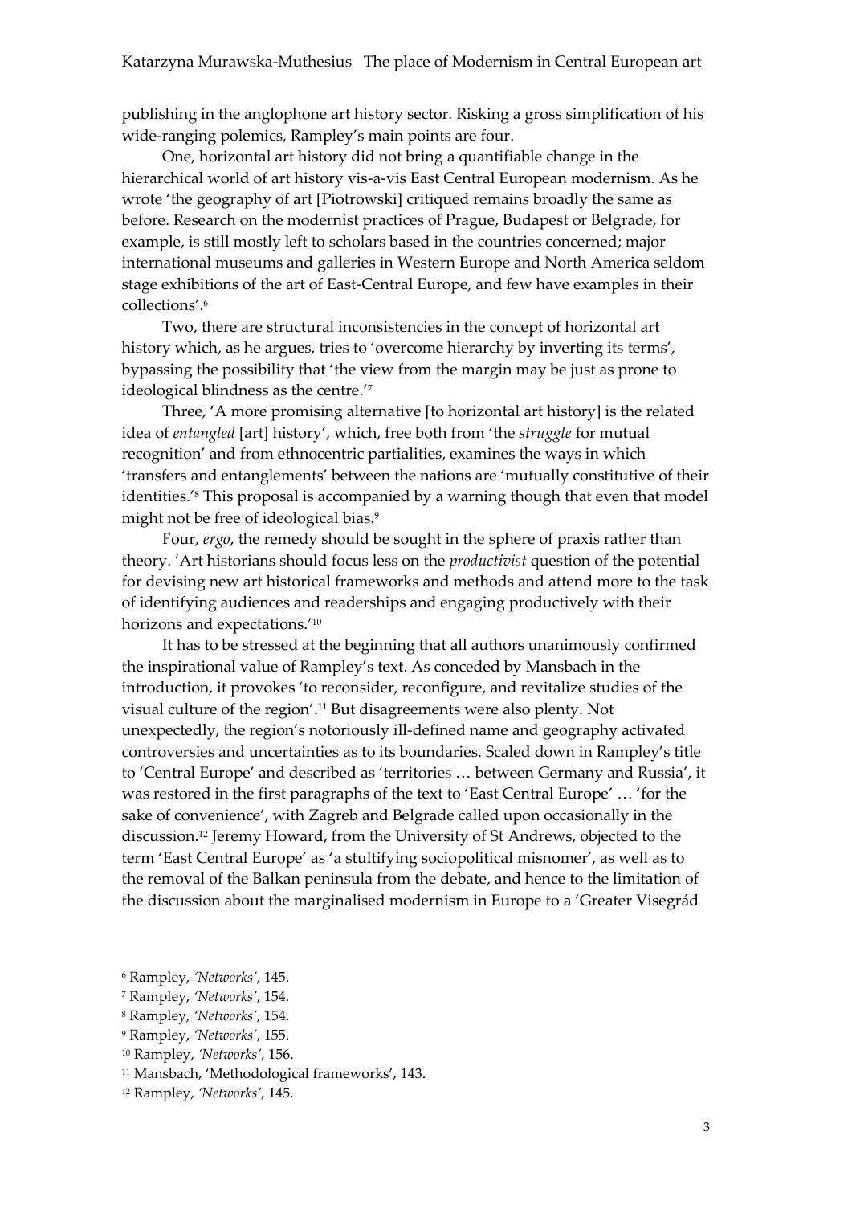publishing in the anglophone art history sector. Risking a gross simplification of his wide-ranging polemics, Rampley's main points are four.

One, horizontal art history did not bring a quantifiable change in the hierarchical world of art history vis-a-vis East Central European modernism. As he wrote 'the geography of art [Piotrowski] critiqued remains broadly the same as before. Research on the modernist practices of Prague, Budapest or Belgrade, for example, is still mostly left to scholars based in the countries concerned; major international museums and galleries in Western Europe and North America seldom stage exhibitions of the art of East-Central Europe, and few have examples in their collections'.[6]

Two, there are structural inconsistencies in the concept of horizontal art history which, as he argues, tries to 'overcome hierarchy by inverting its terms', bypassing the possibility that 'the view from the margin may be just as prone to ideological blindness as the centre.'[7]

Three, 'A more promising alternative [to horizontal art history] is the related idea of *entangled* [art] history', which, free both from 'the *struggle* for mutual recognition' and from ethnocentric partialities, examines the ways in which 'transfers and entanglements' between the nations are 'mutually constitutive of their identities.'[8] This proposal is accompanied by a warning though that even that model might not be free of ideological bias.[9]

Four, *ergo*, the remedy should be sought in the sphere of praxis rather than theory. 'Art historians should focus less on the *productivist* question of the potential for devising new art historical frameworks and methods and attend more to the task of identifying audiences and readerships and engaging productively with their horizons and expectations.'[10]

It has to be stressed at the beginning that all authors unanimously confirmed the inspirational value of Rampley's text. As conceded by Mansbach in the introduction, it provokes 'to reconsider, reconfigure, and revitalize studies of the visual culture of the region'.[11] But disagreements were also plenty. Not unexpectedly, the region's notoriously ill-defined name and geography activated controversies and uncertainties as to its boundaries. Scaled down in Rampley's title to 'Central Europe' and described as 'territories … between Germany and Russia', it was restored in the first paragraphs of the text to 'East Central Europe' … 'for the sake of convenience', with Zagreb and Belgrade called upon occasionally in the discussion.[12] Jeremy Howard, from the University of St Andrews, objected to the term 'East Central Europe' as 'a stultifying sociopolitical misnomer', as well as to the removal of the Balkan peninsula from the debate, and hence to the limitation of the discussion about the marginalised modernism in Europe to a 'Greater Visegrád

[6] Rampley, *'Networks'*, 145.
[7] Rampley, *'Networks'*, 154.
[8] Rampley, *'Networks'*, 154.
[9] Rampley, *'Networks'*, 155.
[10] Rampley, *'Networks'*, 156.
[11] Mansbach, 'Methodological frameworks', 143.
[12] Rampley, *'Networks'*, 145.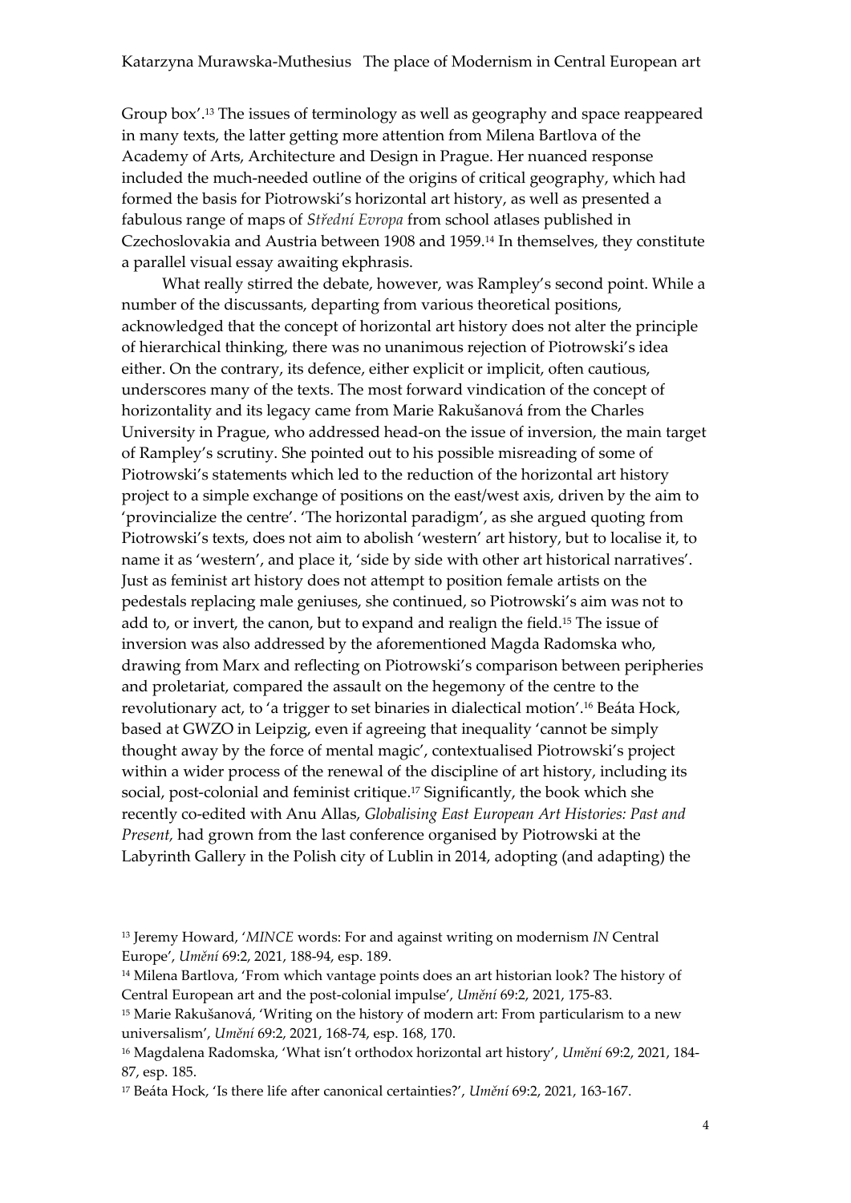Group box'.[13] The issues of terminology as well as geography and space reappeared in many texts, the latter getting more attention from Milena Bartlova of the Academy of Arts, Architecture and Design in Prague. Her nuanced response included the much-needed outline of the origins of critical geography, which had formed the basis for Piotrowski's horizontal art history, as well as presented a fabulous range of maps of *Střední Evropa* from school atlases published in Czechoslovakia and Austria between 1908 and 1959.[14] In themselves, they constitute a parallel visual essay awaiting ekphrasis.

What really stirred the debate, however, was Rampley's second point. While a number of the discussants, departing from various theoretical positions, acknowledged that the concept of horizontal art history does not alter the principle of hierarchical thinking, there was no unanimous rejection of Piotrowski's idea either. On the contrary, its defence, either explicit or implicit, often cautious, underscores many of the texts. The most forward vindication of the concept of horizontality and its legacy came from Marie Rakušanová from the Charles University in Prague, who addressed head-on the issue of inversion, the main target of Rampley's scrutiny. She pointed out to his possible misreading of some of Piotrowski's statements which led to the reduction of the horizontal art history project to a simple exchange of positions on the east/west axis, driven by the aim to 'provincialize the centre'. 'The horizontal paradigm', as she argued quoting from Piotrowski's texts, does not aim to abolish 'western' art history, but to localise it, to name it as 'western', and place it, 'side by side with other art historical narratives'. Just as feminist art history does not attempt to position female artists on the pedestals replacing male geniuses, she continued, so Piotrowski's aim was not to add to, or invert, the canon, but to expand and realign the field.[15] The issue of inversion was also addressed by the aforementioned Magda Radomska who, drawing from Marx and reflecting on Piotrowski's comparison between peripheries and proletariat, compared the assault on the hegemony of the centre to the revolutionary act, to 'a trigger to set binaries in dialectical motion'.[16] Beáta Hock, based at GWZO in Leipzig, even if agreeing that inequality 'cannot be simply thought away by the force of mental magic', contextualised Piotrowski's project within a wider process of the renewal of the discipline of art history, including its social, post-colonial and feminist critique.[17] Significantly, the book which she recently co-edited with Anu Allas, *Globalising East European Art Histories: Past and Present,* had grown from the last conference organised by Piotrowski at the Labyrinth Gallery in the Polish city of Lublin in 2014, adopting (and adapting) the

[13] Jeremy Howard, '*MINCE* words: For and against writing on modernism *IN* Central Europe', *Umění* 69:2, 2021, 188-94, esp. 189.

[14] Milena Bartlova, 'From which vantage points does an art historian look? The history of Central European art and the post-colonial impulse', *Umění* 69:2, 2021, 175-83.

[15] Marie Rakušanová, 'Writing on the history of modern art: From particularism to a new universalism', *Umění* 69:2, 2021, 168-74, esp. 168, 170.

[16] Magdalena Radomska, 'What isn't orthodox horizontal art history', *Umění* 69:2, 2021, 184-87, esp. 185.

[17] Beáta Hock, 'Is there life after canonical certainties?', *Umění* 69:2, 2021, 163-167.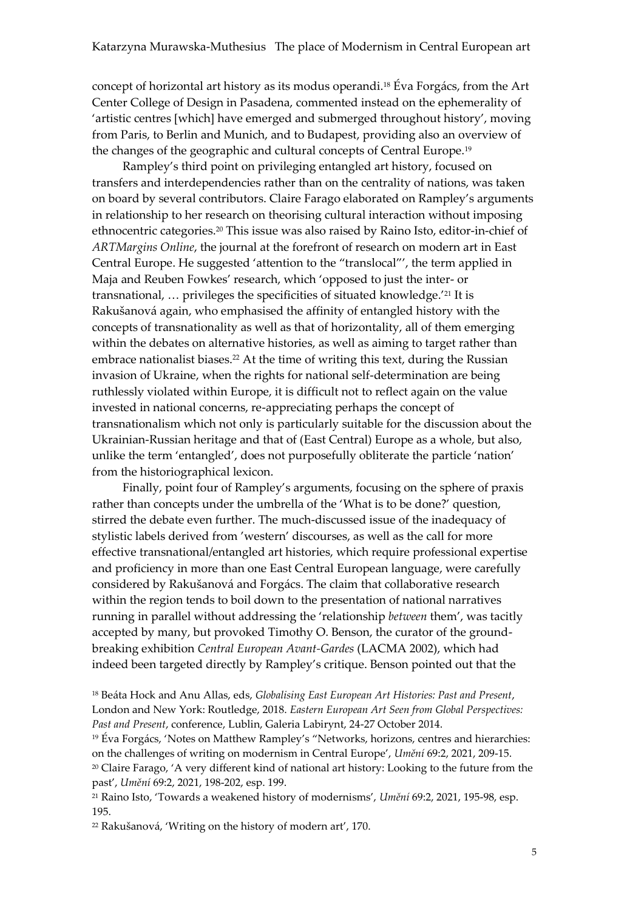concept of horizontal art history as its modus operandi.[18] Éva Forgács, from the Art Center College of Design in Pasadena, commented instead on the ephemerality of 'artistic centres [which] have emerged and submerged throughout history', moving from Paris, to Berlin and Munich, and to Budapest, providing also an overview of the changes of the geographic and cultural concepts of Central Europe.[19]

Rampley's third point on privileging entangled art history, focused on transfers and interdependencies rather than on the centrality of nations, was taken on board by several contributors. Claire Farago elaborated on Rampley's arguments in relationship to her research on theorising cultural interaction without imposing ethnocentric categories.[20] This issue was also raised by Raino Isto, editor-in-chief of *ARTMargins Online*, the journal at the forefront of research on modern art in East Central Europe. He suggested 'attention to the "translocal"', the term applied in Maja and Reuben Fowkes' research, which 'opposed to just the inter- or transnational, … privileges the specificities of situated knowledge.'[21] It is Rakušanová again, who emphasised the affinity of entangled history with the concepts of transnationality as well as that of horizontality, all of them emerging within the debates on alternative histories, as well as aiming to target rather than embrace nationalist biases.[22] At the time of writing this text, during the Russian invasion of Ukraine, when the rights for national self-determination are being ruthlessly violated within Europe, it is difficult not to reflect again on the value invested in national concerns, re-appreciating perhaps the concept of transnationalism which not only is particularly suitable for the discussion about the Ukrainian-Russian heritage and that of (East Central) Europe as a whole, but also, unlike the term 'entangled', does not purposefully obliterate the particle 'nation' from the historiographical lexicon.

Finally, point four of Rampley's arguments, focusing on the sphere of praxis rather than concepts under the umbrella of the 'What is to be done?' question, stirred the debate even further. The much-discussed issue of the inadequacy of stylistic labels derived from 'western' discourses, as well as the call for more effective transnational/entangled art histories, which require professional expertise and proficiency in more than one East Central European language, were carefully considered by Rakušanová and Forgács. The claim that collaborative research within the region tends to boil down to the presentation of national narratives running in parallel without addressing the 'relationship *between* them', was tacitly accepted by many, but provoked Timothy O. Benson, the curator of the ground-breaking exhibition *Central European Avant-Gardes* (LACMA 2002), which had indeed been targeted directly by Rampley's critique. Benson pointed out that the

[18] Beáta Hock and Anu Allas, eds, *Globalising East European Art Histories: Past and Present*, London and New York: Routledge, 2018. *Eastern European Art Seen from Global Perspectives: Past and Present*, conference, Lublin, Galeria Labirynt, 24-27 October 2014.

[19] Éva Forgács, 'Notes on Matthew Rampley's "Networks, horizons, centres and hierarchies: on the challenges of writing on modernism in Central Europe', *Umění* 69:2, 2021, 209-15.

[20] Claire Farago, 'A very different kind of national art history: Looking to the future from the past', *Umění* 69:2, 2021, 198-202, esp. 199.

[21] Raino Isto, 'Towards a weakened history of modernisms', *Umění* 69:2, 2021, 195-98, esp. 195.

[22] Rakušanová, 'Writing on the history of modern art', 170.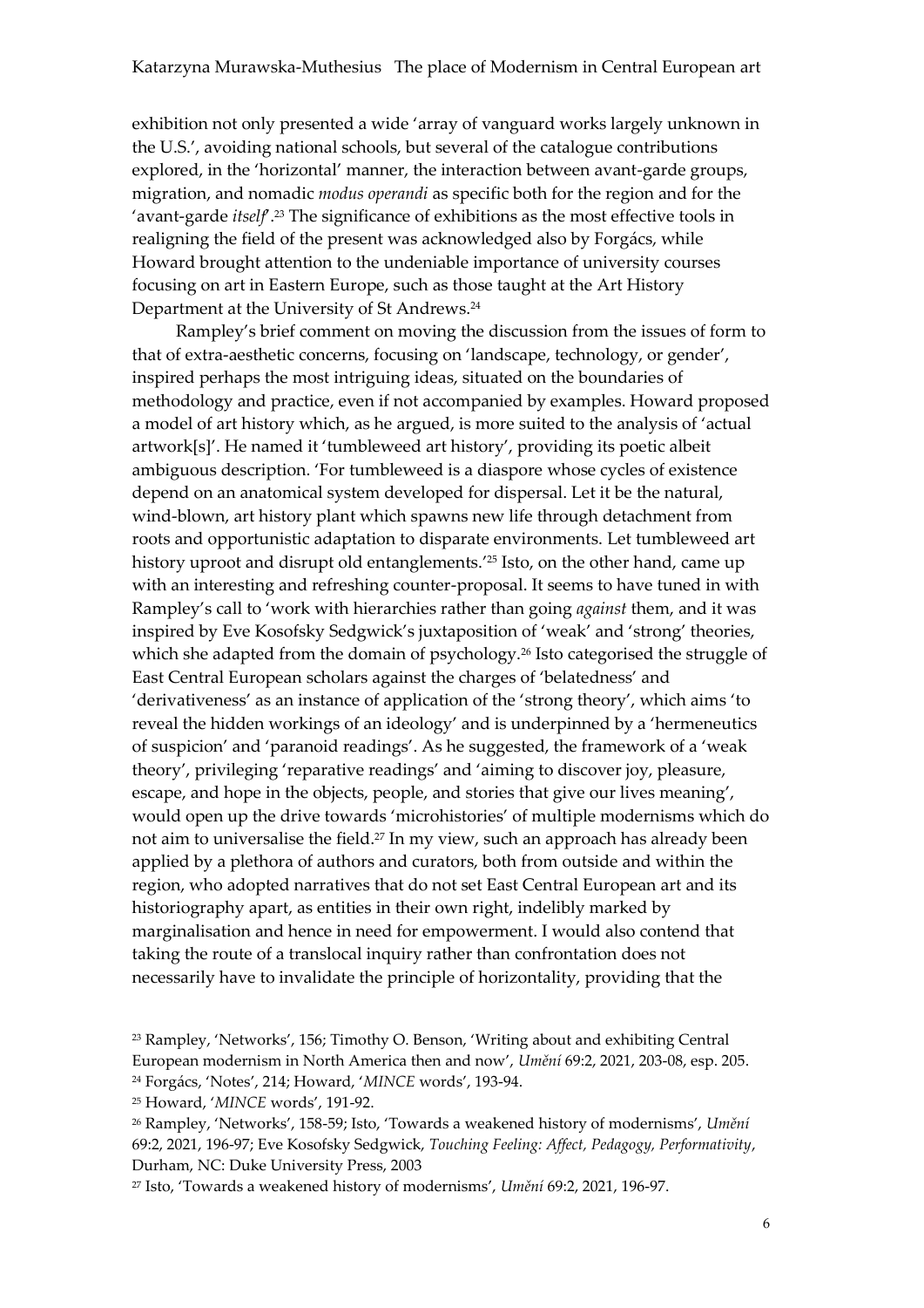exhibition not only presented a wide 'array of vanguard works largely unknown in the U.S.', avoiding national schools, but several of the catalogue contributions explored, in the 'horizontal' manner, the interaction between avant-garde groups, migration, and nomadic *modus operandi* as specific both for the region and for the 'avant-garde *itself*'.[23] The significance of exhibitions as the most effective tools in realigning the field of the present was acknowledged also by Forgács, while Howard brought attention to the undeniable importance of university courses focusing on art in Eastern Europe, such as those taught at the Art History Department at the University of St Andrews.[24]

Rampley's brief comment on moving the discussion from the issues of form to that of extra-aesthetic concerns, focusing on 'landscape, technology, or gender', inspired perhaps the most intriguing ideas, situated on the boundaries of methodology and practice, even if not accompanied by examples. Howard proposed a model of art history which, as he argued, is more suited to the analysis of 'actual artwork[s]'. He named it 'tumbleweed art history', providing its poetic albeit ambiguous description. 'For tumbleweed is a diaspore whose cycles of existence depend on an anatomical system developed for dispersal. Let it be the natural, wind-blown, art history plant which spawns new life through detachment from roots and opportunistic adaptation to disparate environments. Let tumbleweed art history uproot and disrupt old entanglements.'[25] Isto, on the other hand, came up with an interesting and refreshing counter-proposal. It seems to have tuned in with Rampley's call to 'work with hierarchies rather than going *against* them, and it was inspired by Eve Kosofsky Sedgwick's juxtaposition of 'weak' and 'strong' theories, which she adapted from the domain of psychology.[26] Isto categorised the struggle of East Central European scholars against the charges of 'belatedness' and 'derivativeness' as an instance of application of the 'strong theory', which aims 'to reveal the hidden workings of an ideology' and is underpinned by a 'hermeneutics of suspicion' and 'paranoid readings'. As he suggested, the framework of a 'weak theory', privileging 'reparative readings' and 'aiming to discover joy, pleasure, escape, and hope in the objects, people, and stories that give our lives meaning', would open up the drive towards 'microhistories' of multiple modernisms which do not aim to universalise the field.[27] In my view, such an approach has already been applied by a plethora of authors and curators, both from outside and within the region, who adopted narratives that do not set East Central European art and its historiography apart, as entities in their own right, indelibly marked by marginalisation and hence in need for empowerment. I would also contend that taking the route of a translocal inquiry rather than confrontation does not necessarily have to invalidate the principle of horizontality, providing that the

[23] Rampley, 'Networks', 156; Timothy O. Benson, 'Writing about and exhibiting Central European modernism in North America then and now', *Umění* 69:2, 2021, 203-08, esp. 205.

[24] Forgács, 'Notes', 214; Howard, '*MINCE* words', 193-94.

[25] Howard, '*MINCE* words', 191-92.

[26] Rampley, 'Networks', 158-59; Isto, 'Towards a weakened history of modernisms', *Umění* 69:2, 2021, 196-97; Eve Kosofsky Sedgwick, *Touching Feeling: Affect, Pedagogy, Performativity*, Durham, NC: Duke University Press, 2003

[27] Isto, 'Towards a weakened history of modernisms', *Umění* 69:2, 2021, 196-97.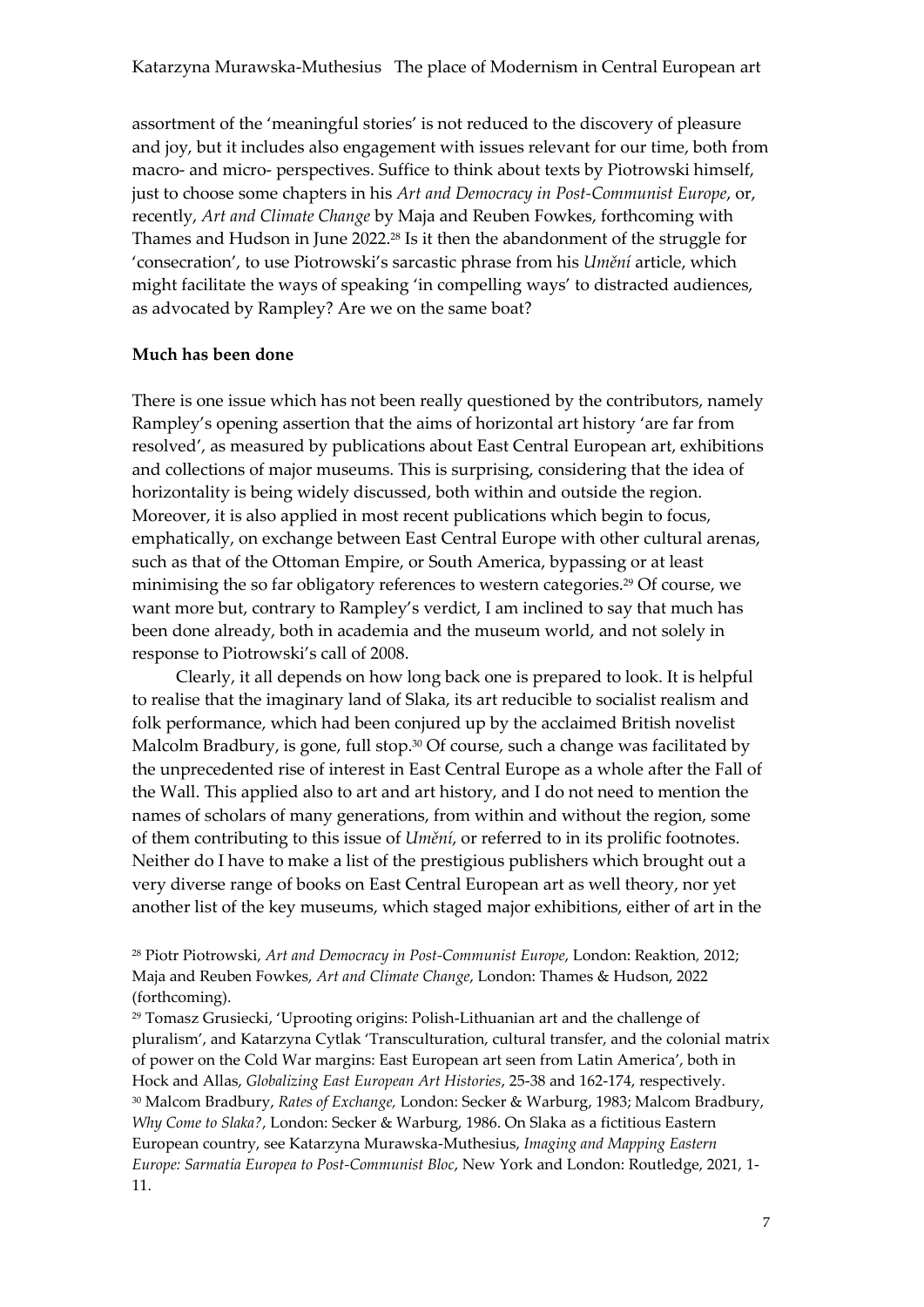assortment of the 'meaningful stories' is not reduced to the discovery of pleasure and joy, but it includes also engagement with issues relevant for our time, both from macro- and micro- perspectives. Suffice to think about texts by Piotrowski himself, just to choose some chapters in his *Art and Democracy in Post-Communist Europe*, or, recently, *Art and Climate Change* by Maja and Reuben Fowkes, forthcoming with Thames and Hudson in June 2022.[28] Is it then the abandonment of the struggle for 'consecration', to use Piotrowski's sarcastic phrase from his *Umění* article, which might facilitate the ways of speaking 'in compelling ways' to distracted audiences, as advocated by Rampley? Are we on the same boat?

**Much has been done**

There is one issue which has not been really questioned by the contributors, namely Rampley's opening assertion that the aims of horizontal art history 'are far from resolved', as measured by publications about East Central European art, exhibitions and collections of major museums. This is surprising, considering that the idea of horizontality is being widely discussed, both within and outside the region. Moreover, it is also applied in most recent publications which begin to focus, emphatically, on exchange between East Central Europe with other cultural arenas, such as that of the Ottoman Empire, or South America, bypassing or at least minimising the so far obligatory references to western categories.[29] Of course, we want more but, contrary to Rampley's verdict, I am inclined to say that much has been done already, both in academia and the museum world, and not solely in response to Piotrowski's call of 2008.

Clearly, it all depends on how long back one is prepared to look. It is helpful to realise that the imaginary land of Slaka, its art reducible to socialist realism and folk performance, which had been conjured up by the acclaimed British novelist Malcolm Bradbury, is gone, full stop.[30] Of course, such a change was facilitated by the unprecedented rise of interest in East Central Europe as a whole after the Fall of the Wall. This applied also to art and art history, and I do not need to mention the names of scholars of many generations, from within and without the region, some of them contributing to this issue of *Umění*, or referred to in its prolific footnotes. Neither do I have to make a list of the prestigious publishers which brought out a very diverse range of books on East Central European art as well theory, nor yet another list of the key museums, which staged major exhibitions, either of art in the

[28] Piotr Piotrowski, *Art and Democracy in Post-Communist Europe*, London: Reaktion, 2012; Maja and Reuben Fowkes, *Art and Climate Change*, London: Thames & Hudson, 2022 (forthcoming).

[29] Tomasz Grusiecki, 'Uprooting origins: Polish-Lithuanian art and the challenge of pluralism', and Katarzyna Cytlak 'Transculturation, cultural transfer, and the colonial matrix of power on the Cold War margins: East European art seen from Latin America', both in Hock and Allas, *Globalizing East European Art Histories*, 25-38 and 162-174, respectively.

[30] Malcom Bradbury, *Rates of Exchange,* London: Secker & Warburg, 1983; Malcom Bradbury, *Why Come to Slaka?*, London: Secker & Warburg, 1986. On Slaka as a fictitious Eastern European country, see Katarzyna Murawska-Muthesius, *Imaging and Mapping Eastern Europe: Sarmatia Europea to Post-Communist Bloc*, New York and London: Routledge, 2021, 1-11.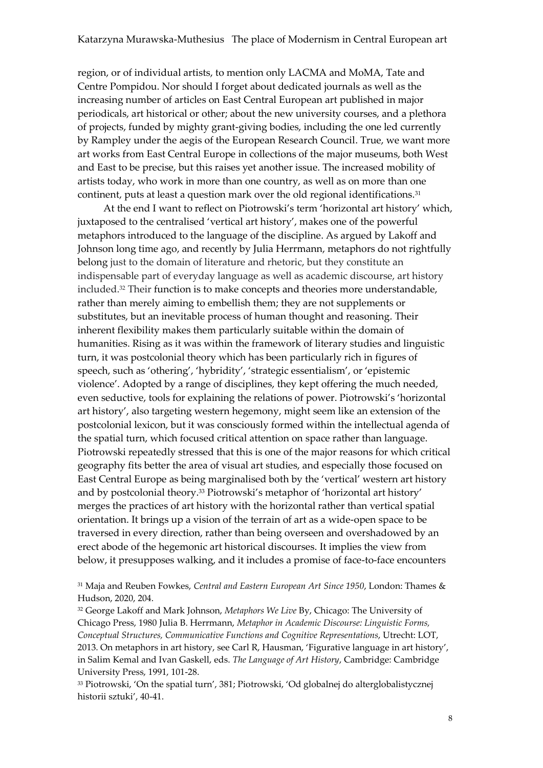region, or of individual artists, to mention only LACMA and MoMA, Tate and Centre Pompidou. Nor should I forget about dedicated journals as well as the increasing number of articles on East Central European art published in major periodicals, art historical or other; about the new university courses, and a plethora of projects, funded by mighty grant-giving bodies, including the one led currently by Rampley under the aegis of the European Research Council. True, we want more art works from East Central Europe in collections of the major museums, both West and East to be precise, but this raises yet another issue. The increased mobility of artists today, who work in more than one country, as well as on more than one continent, puts at least a question mark over the old regional identifications.[31]

At the end I want to reflect on Piotrowski's term 'horizontal art history' which, juxtaposed to the centralised 'vertical art history', makes one of the powerful metaphors introduced to the language of the discipline. As argued by Lakoff and Johnson long time ago, and recently by Julia Herrmann, metaphors do not rightfully belong just to the domain of literature and rhetoric, but they constitute an indispensable part of everyday language as well as academic discourse, art history included.[32] Their function is to make concepts and theories more understandable, rather than merely aiming to embellish them; they are not supplements or substitutes, but an inevitable process of human thought and reasoning. Their inherent flexibility makes them particularly suitable within the domain of humanities. Rising as it was within the framework of literary studies and linguistic turn, it was postcolonial theory which has been particularly rich in figures of speech, such as 'othering', 'hybridity', 'strategic essentialism', or 'epistemic violence'. Adopted by a range of disciplines, they kept offering the much needed, even seductive, tools for explaining the relations of power. Piotrowski's 'horizontal art history', also targeting western hegemony, might seem like an extension of the postcolonial lexicon, but it was consciously formed within the intellectual agenda of the spatial turn, which focused critical attention on space rather than language. Piotrowski repeatedly stressed that this is one of the major reasons for which critical geography fits better the area of visual art studies, and especially those focused on East Central Europe as being marginalised both by the 'vertical' western art history and by postcolonial theory.[33] Piotrowski's metaphor of 'horizontal art history' merges the practices of art history with the horizontal rather than vertical spatial orientation. It brings up a vision of the terrain of art as a wide-open space to be traversed in every direction, rather than being overseen and overshadowed by an erect abode of the hegemonic art historical discourses. It implies the view from below, it presupposes walking, and it includes a promise of face-to-face encounters

[31] Maja and Reuben Fowkes, *Central and Eastern European Art Since 1950*, London: Thames & Hudson, 2020, 204.

[32] George Lakoff and Mark Johnson, *Metaphors We Live* By, Chicago: The University of Chicago Press, 1980 Julia B. Herrmann, *Metaphor in Academic Discourse: Linguistic Forms, Conceptual Structures, Communicative Functions and Cognitive Representations*, Utrecht: LOT, 2013. On metaphors in art history, see Carl R, Hausman, 'Figurative language in art history', in Salim Kemal and Ivan Gaskell, eds. *The Language of Art History*, Cambridge: Cambridge University Press, 1991, 101-28.

[33] Piotrowski, 'On the spatial turn', 381; Piotrowski, 'Od globalnej do alterglobalistycznej historii sztuki', 40-41.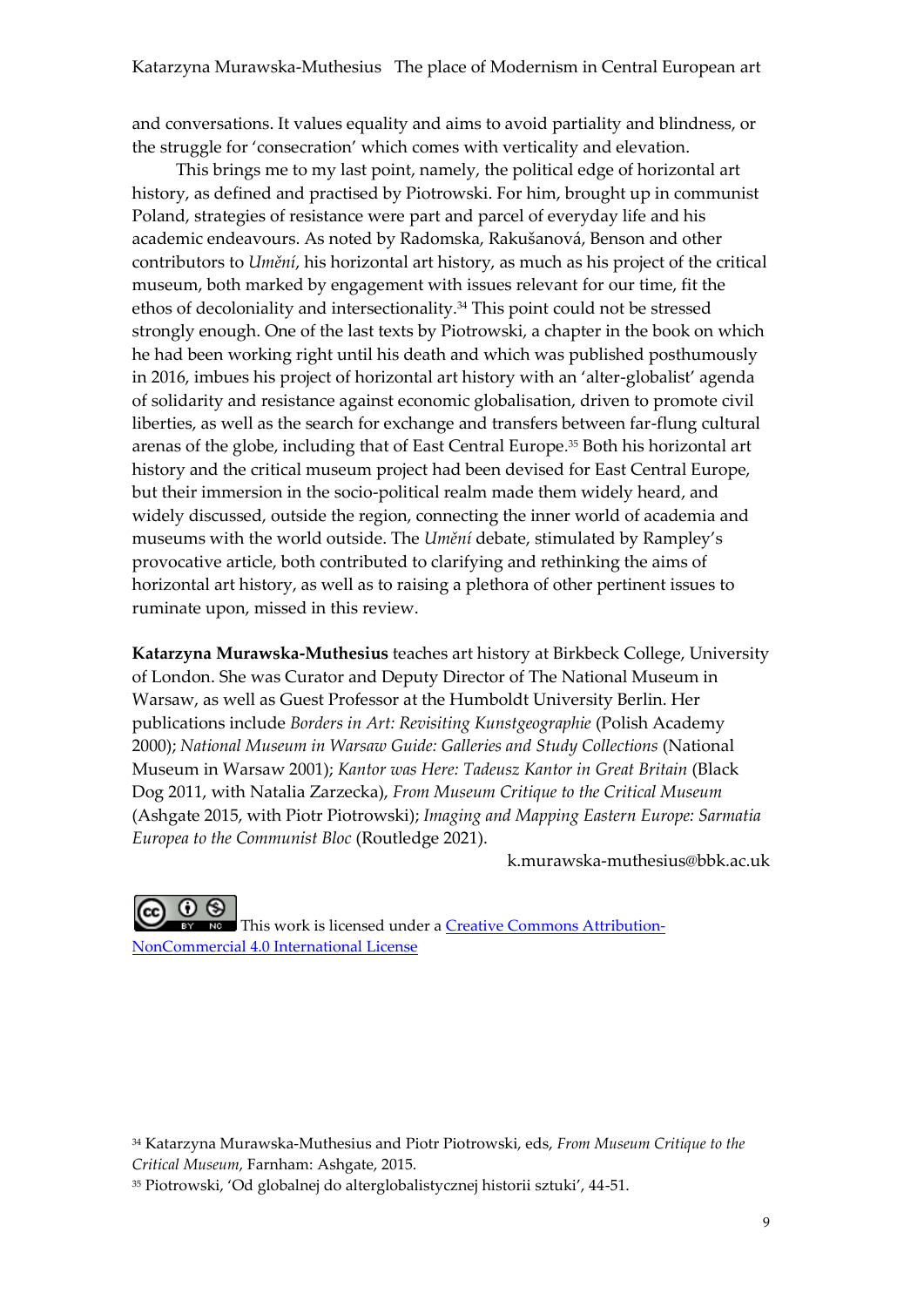and conversations. It values equality and aims to avoid partiality and blindness, or the struggle for 'consecration' which comes with verticality and elevation.

This brings me to my last point, namely, the political edge of horizontal art history, as defined and practised by Piotrowski. For him, brought up in communist Poland, strategies of resistance were part and parcel of everyday life and his academic endeavours. As noted by Radomska, Rakušanová, Benson and other contributors to *Umění*, his horizontal art history, as much as his project of the critical museum, both marked by engagement with issues relevant for our time, fit the ethos of decoloniality and intersectionality.[34] This point could not be stressed strongly enough. One of the last texts by Piotrowski, a chapter in the book on which he had been working right until his death and which was published posthumously in 2016, imbues his project of horizontal art history with an 'alter-globalist' agenda of solidarity and resistance against economic globalisation, driven to promote civil liberties, as well as the search for exchange and transfers between far-flung cultural arenas of the globe, including that of East Central Europe.[35] Both his horizontal art history and the critical museum project had been devised for East Central Europe, but their immersion in the socio-political realm made them widely heard, and widely discussed, outside the region, connecting the inner world of academia and museums with the world outside. The *Umění* debate, stimulated by Rampley's provocative article, both contributed to clarifying and rethinking the aims of horizontal art history, as well as to raising a plethora of other pertinent issues to ruminate upon, missed in this review.

**Katarzyna Murawska-Muthesius** teaches art history at Birkbeck College, University of London. She was Curator and Deputy Director of The National Museum in Warsaw, as well as Guest Professor at the Humboldt University Berlin. Her publications include *Borders in Art: Revisiting Kunstgeographie* (Polish Academy 2000); *National Museum in Warsaw Guide: Galleries and Study Collections* (National Museum in Warsaw 2001); *Kantor was Here: Tadeusz Kantor in Great Britain* (Black Dog 2011, with Natalia Zarzecka), *From Museum Critique to the Critical Museum* (Ashgate 2015, with Piotr Piotrowski); *Imaging and Mapping Eastern Europe: Sarmatia Europea to the Communist Bloc* (Routledge 2021).

k.murawska-muthesius@bbk.ac.uk

This work is licensed under a [Creative Commons Attribution-NonCommercial 4.0 International License](https://creativecommons.org/licenses/by-nc/4.0/)

[34] Katarzyna Murawska-Muthesius and Piotr Piotrowski, eds, *From Museum Critique to the Critical Museum*, Farnham: Ashgate, 2015.

[35] Piotrowski, 'Od globalnej do alterglobalistycznej historii sztuki', 44-51.